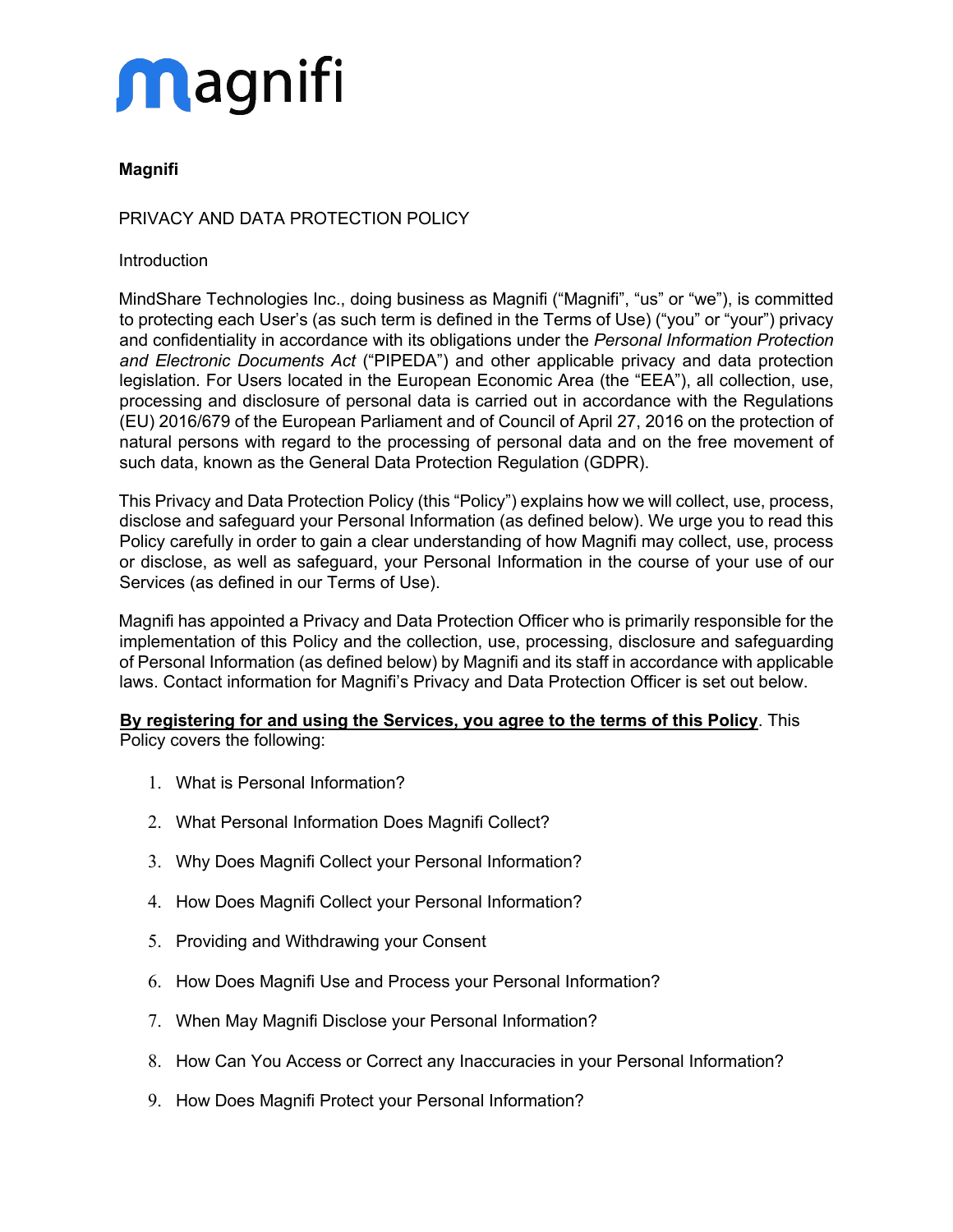# magnifi

**Magnifi**

## PRIVACY AND DATA PROTECTION POLICY

### Introduction

MindShare Technologies Inc., doing business as Magnifi ("Magnifi", "us" or "we"), is committed to protecting each User's (as such term is defined in the Terms of Use) ("you" or "your") privacy and confidentiality in accordance with its obligations under the *Personal Information Protection and Electronic Documents Act* ("PIPEDA") and other applicable privacy and data protection legislation. For Users located in the European Economic Area (the "EEA"), all collection, use, processing and disclosure of personal data is carried out in accordance with the Regulations (EU) 2016/679 of the European Parliament and of Council of April 27, 2016 on the protection of natural persons with regard to the processing of personal data and on the free movement of such data, known as the General Data Protection Regulation (GDPR).

This Privacy and Data Protection Policy (this "Policy") explains how we will collect, use, process, disclose and safeguard your Personal Information (as defined below). We urge you to read this Policy carefully in order to gain a clear understanding of how Magnifi may collect, use, process or disclose, as well as safeguard, your Personal Information in the course of your use of our Services (as defined in our Terms of Use).

Magnifi has appointed a Privacy and Data Protection Officer who is primarily responsible for the implementation of this Policy and the collection, use, processing, disclosure and safeguarding of Personal Information (as defined below) by Magnifi and its staff in accordance with applicable laws. Contact information for Magnifi's Privacy and Data Protection Officer is set out below.

**By registering for and using the Services, you agree to the terms of this Policy**. This Policy covers the following:

1. What is Personal Information?
2. What Personal Information Does Magnifi Collect?
3. Why Does Magnifi Collect your Personal Information?
4. How Does Magnifi Collect your Personal Information?
5. Providing and Withdrawing your Consent
6. How Does Magnifi Use and Process your Personal Information?
7. When May Magnifi Disclose your Personal Information?
8. How Can You Access or Correct any Inaccuracies in your Personal Information?
9. How Does Magnifi Protect your Personal Information?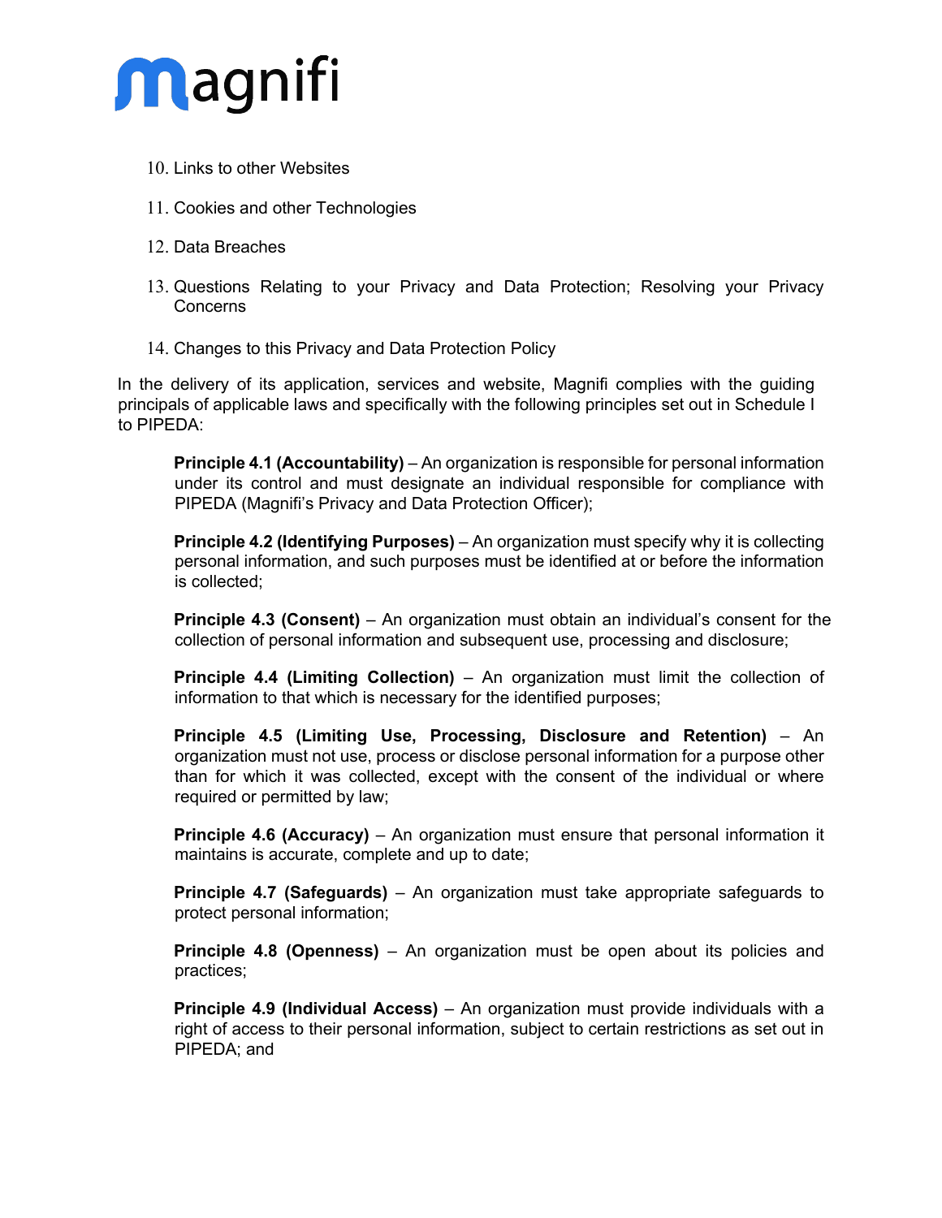10. Links to other Websites

11. Cookies and other Technologies

12. Data Breaches

13. Questions Relating to your Privacy and Data Protection; Resolving your Privacy Concerns

14. Changes to this Privacy and Data Protection Policy

In the delivery of its application, services and website, Magnifi complies with the guiding principals of applicable laws and specifically with the following principles set out in Schedule I to PIPEDA:

> **Principle 4.1 (Accountability)** – An organization is responsible for personal information under its control and must designate an individual responsible for compliance with PIPEDA (Magnifi's Privacy and Data Protection Officer);
>
> **Principle 4.2 (Identifying Purposes)** – An organization must specify why it is collecting personal information, and such purposes must be identified at or before the information is collected;
>
> **Principle 4.3 (Consent)** – An organization must obtain an individual's consent for the collection of personal information and subsequent use, processing and disclosure;
>
> **Principle 4.4 (Limiting Collection)** – An organization must limit the collection of information to that which is necessary for the identified purposes;
>
> **Principle 4.5 (Limiting Use, Processing, Disclosure and Retention)** – An organization must not use, process or disclose personal information for a purpose other than for which it was collected, except with the consent of the individual or where required or permitted by law;
>
> **Principle 4.6 (Accuracy)** – An organization must ensure that personal information it maintains is accurate, complete and up to date;
>
> **Principle 4.7 (Safeguards)** – An organization must take appropriate safeguards to protect personal information;
>
> **Principle 4.8 (Openness)** – An organization must be open about its policies and practices;
>
> **Principle 4.9 (Individual Access)** – An organization must provide individuals with a right of access to their personal information, subject to certain restrictions as set out in PIPEDA; and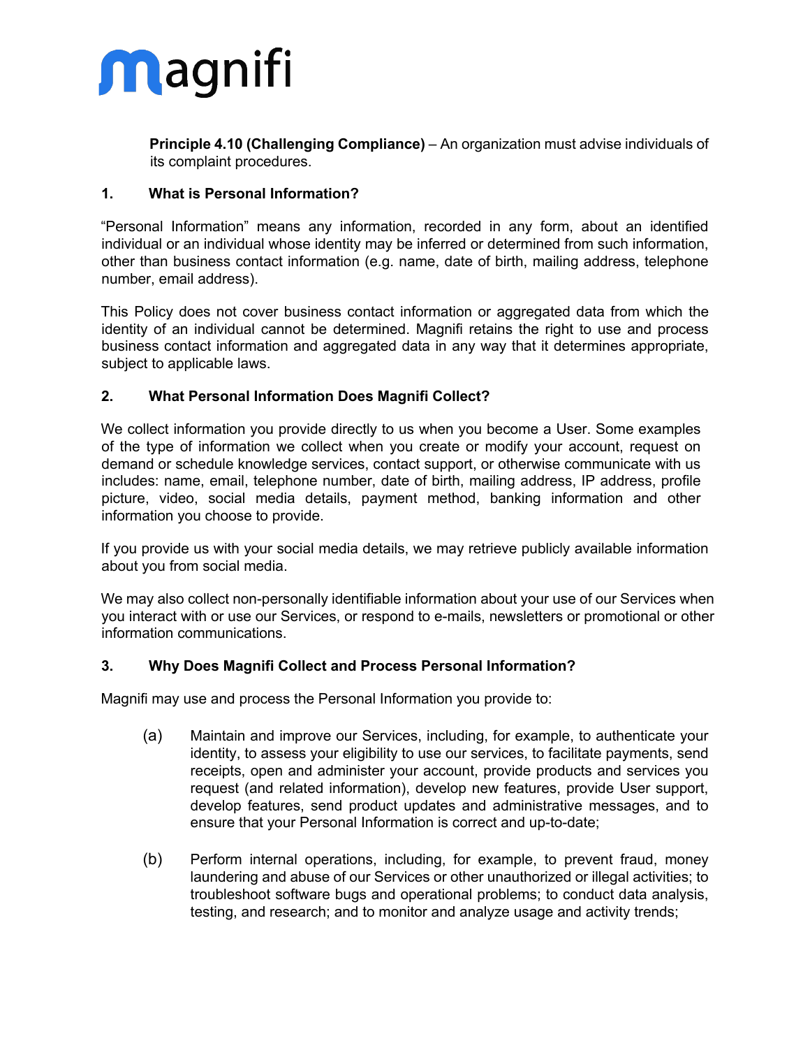**Principle 4.10 (Challenging Compliance)** – An organization must advise individuals of its complaint procedures.

## 1. What is Personal Information?

"Personal Information" means any information, recorded in any form, about an identified individual or an individual whose identity may be inferred or determined from such information, other than business contact information (e.g. name, date of birth, mailing address, telephone number, email address).

This Policy does not cover business contact information or aggregated data from which the identity of an individual cannot be determined. Magnifi retains the right to use and process business contact information and aggregated data in any way that it determines appropriate, subject to applicable laws.

## 2. What Personal Information Does Magnifi Collect?

We collect information you provide directly to us when you become a User. Some examples of the type of information we collect when you create or modify your account, request on demand or schedule knowledge services, contact support, or otherwise communicate with us includes: name, email, telephone number, date of birth, mailing address, IP address, profile picture, video, social media details, payment method, banking information and other information you choose to provide.

If you provide us with your social media details, we may retrieve publicly available information about you from social media.

We may also collect non-personally identifiable information about your use of our Services when you interact with or use our Services, or respond to e-mails, newsletters or promotional or other information communications.

## 3. Why Does Magnifi Collect and Process Personal Information?

Magnifi may use and process the Personal Information you provide to:

(a) Maintain and improve our Services, including, for example, to authenticate your identity, to assess your eligibility to use our services, to facilitate payments, send receipts, open and administer your account, provide products and services you request (and related information), develop new features, provide User support, develop features, send product updates and administrative messages, and to ensure that your Personal Information is correct and up-to-date;

(b) Perform internal operations, including, for example, to prevent fraud, money laundering and abuse of our Services or other unauthorized or illegal activities; to troubleshoot software bugs and operational problems; to conduct data analysis, testing, and research; and to monitor and analyze usage and activity trends;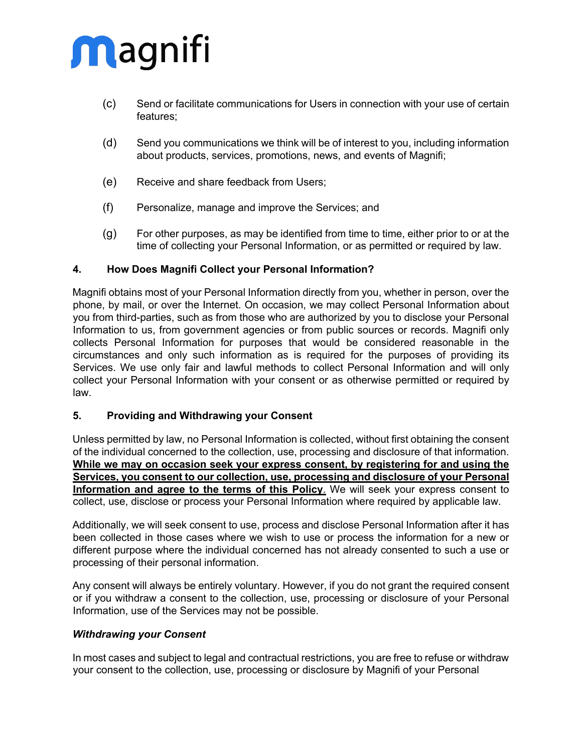(c) Send or facilitate communications for Users in connection with your use of certain features;

(d) Send you communications we think will be of interest to you, including information about products, services, promotions, news, and events of Magnifi;

(e) Receive and share feedback from Users;

(f) Personalize, manage and improve the Services; and

(g) For other purposes, as may be identified from time to time, either prior to or at the time of collecting your Personal Information, or as permitted or required by law.

## 4. How Does Magnifi Collect your Personal Information?

Magnifi obtains most of your Personal Information directly from you, whether in person, over the phone, by mail, or over the Internet. On occasion, we may collect Personal Information about you from third-parties, such as from those who are authorized by you to disclose your Personal Information to us, from government agencies or from public sources or records. Magnifi only collects Personal Information for purposes that would be considered reasonable in the circumstances and only such information as is required for the purposes of providing its Services. We use only fair and lawful methods to collect Personal Information and will only collect your Personal Information with your consent or as otherwise permitted or required by law.

## 5. Providing and Withdrawing your Consent

Unless permitted by law, no Personal Information is collected, without first obtaining the consent of the individual concerned to the collection, use, processing and disclosure of that information. **<u>While we may on occasion seek your express consent, by registering for and using the Services, you consent to our collection, use, processing and disclosure of your Personal Information and agree to the terms of this Policy.</u>** We will seek your express consent to collect, use, disclose or process your Personal Information where required by applicable law.

Additionally, we will seek consent to use, process and disclose Personal Information after it has been collected in those cases where we wish to use or process the information for a new or different purpose where the individual concerned has not already consented to such a use or processing of their personal information.

Any consent will always be entirely voluntary. However, if you do not grant the required consent or if you withdraw a consent to the collection, use, processing or disclosure of your Personal Information, use of the Services may not be possible.

***Withdrawing your Consent***

In most cases and subject to legal and contractual restrictions, you are free to refuse or withdraw your consent to the collection, use, processing or disclosure by Magnifi of your Personal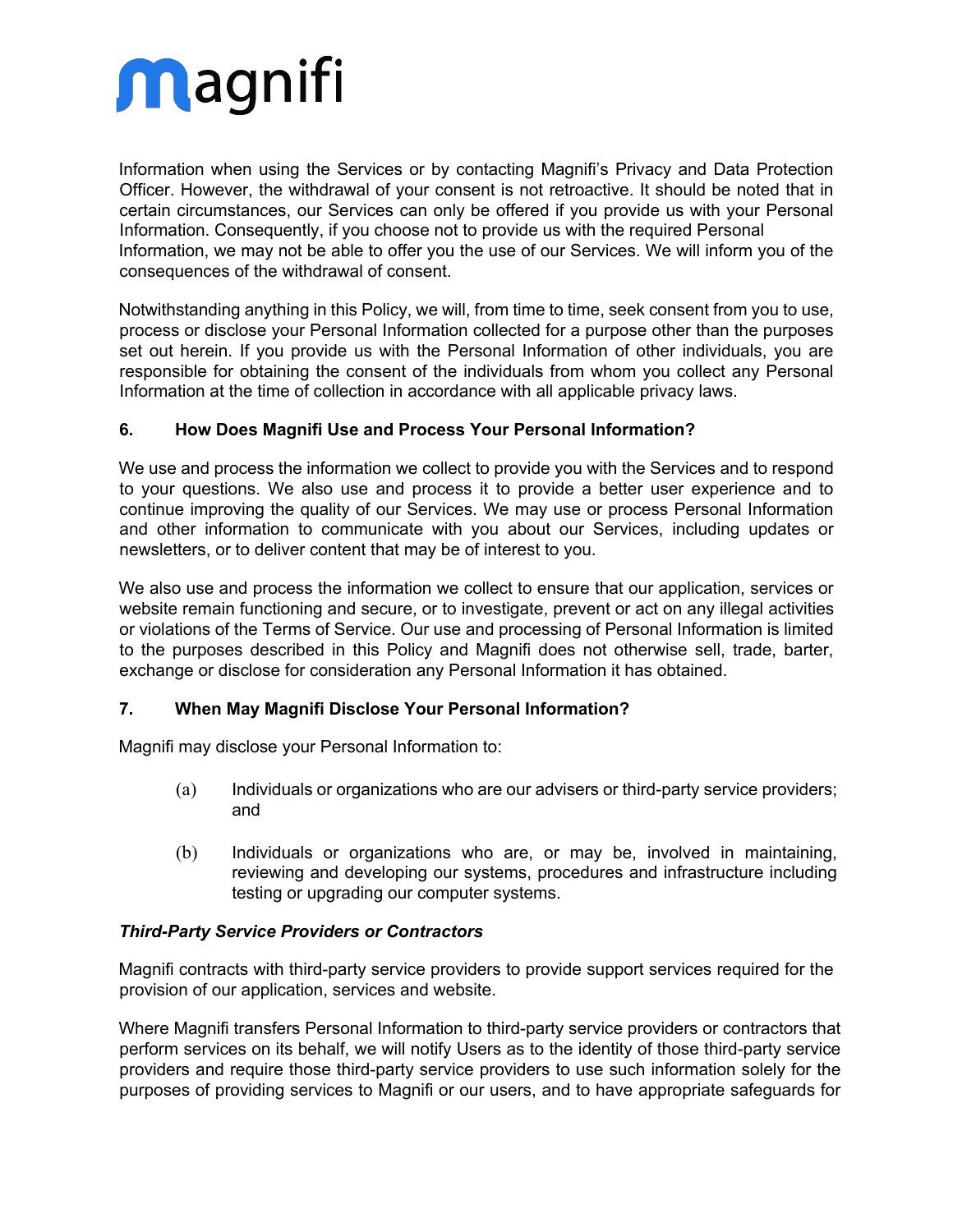Information when using the Services or by contacting Magnifi's Privacy and Data Protection Officer. However, the withdrawal of your consent is not retroactive. It should be noted that in certain circumstances, our Services can only be offered if you provide us with your Personal Information. Consequently, if you choose not to provide us with the required Personal Information, we may not be able to offer you the use of our Services. We will inform you of the consequences of the withdrawal of consent.

Notwithstanding anything in this Policy, we will, from time to time, seek consent from you to use, process or disclose your Personal Information collected for a purpose other than the purposes set out herein. If you provide us with the Personal Information of other individuals, you are responsible for obtaining the consent of the individuals from whom you collect any Personal Information at the time of collection in accordance with all applicable privacy laws.

### 6. How Does Magnifi Use and Process Your Personal Information?

We use and process the information we collect to provide you with the Services and to respond to your questions. We also use and process it to provide a better user experience and to continue improving the quality of our Services. We may use or process Personal Information and other information to communicate with you about our Services, including updates or newsletters, or to deliver content that may be of interest to you.

We also use and process the information we collect to ensure that our application, services or website remain functioning and secure, or to investigate, prevent or act on any illegal activities or violations of the Terms of Service. Our use and processing of Personal Information is limited to the purposes described in this Policy and Magnifi does not otherwise sell, trade, barter, exchange or disclose for consideration any Personal Information it has obtained.

### 7. When May Magnifi Disclose Your Personal Information?

Magnifi may disclose your Personal Information to:

(a) Individuals or organizations who are our advisers or third-party service providers; and

(b) Individuals or organizations who are, or may be, involved in maintaining, reviewing and developing our systems, procedures and infrastructure including testing or upgrading our computer systems.

***Third-Party Service Providers or Contractors***

Magnifi contracts with third-party service providers to provide support services required for the provision of our application, services and website.

Where Magnifi transfers Personal Information to third-party service providers or contractors that perform services on its behalf, we will notify Users as to the identity of those third-party service providers and require those third-party service providers to use such information solely for the purposes of providing services to Magnifi or our users, and to have appropriate safeguards for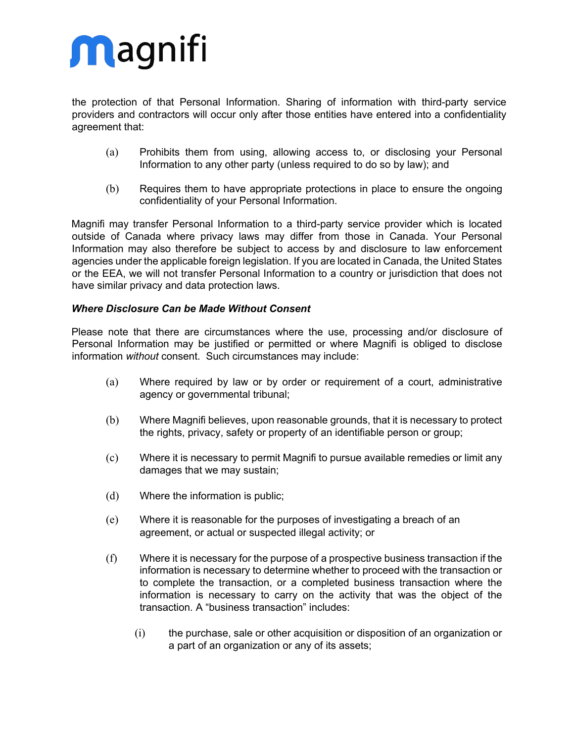the protection of that Personal Information. Sharing of information with third-party service providers and contractors will occur only after those entities have entered into a confidentiality agreement that:

(a) Prohibits them from using, allowing access to, or disclosing your Personal Information to any other party (unless required to do so by law); and

(b) Requires them to have appropriate protections in place to ensure the ongoing confidentiality of your Personal Information.

Magnifi may transfer Personal Information to a third-party service provider which is located outside of Canada where privacy laws may differ from those in Canada. Your Personal Information may also therefore be subject to access by and disclosure to law enforcement agencies under the applicable foreign legislation. If you are located in Canada, the United States or the EEA, we will not transfer Personal Information to a country or jurisdiction that does not have similar privacy and data protection laws.

***Where Disclosure Can be Made Without Consent***

Please note that there are circumstances where the use, processing and/or disclosure of Personal Information may be justified or permitted or where Magnifi is obliged to disclose information *without* consent. Such circumstances may include:

(a) Where required by law or by order or requirement of a court, administrative agency or governmental tribunal;

(b) Where Magnifi believes, upon reasonable grounds, that it is necessary to protect the rights, privacy, safety or property of an identifiable person or group;

(c) Where it is necessary to permit Magnifi to pursue available remedies or limit any damages that we may sustain;

(d) Where the information is public;

(e) Where it is reasonable for the purposes of investigating a breach of an agreement, or actual or suspected illegal activity; or

(f) Where it is necessary for the purpose of a prospective business transaction if the information is necessary to determine whether to proceed with the transaction or to complete the transaction, or a completed business transaction where the information is necessary to carry on the activity that was the object of the transaction. A "business transaction" includes:

    (i) the purchase, sale or other acquisition or disposition of an organization or a part of an organization or any of its assets;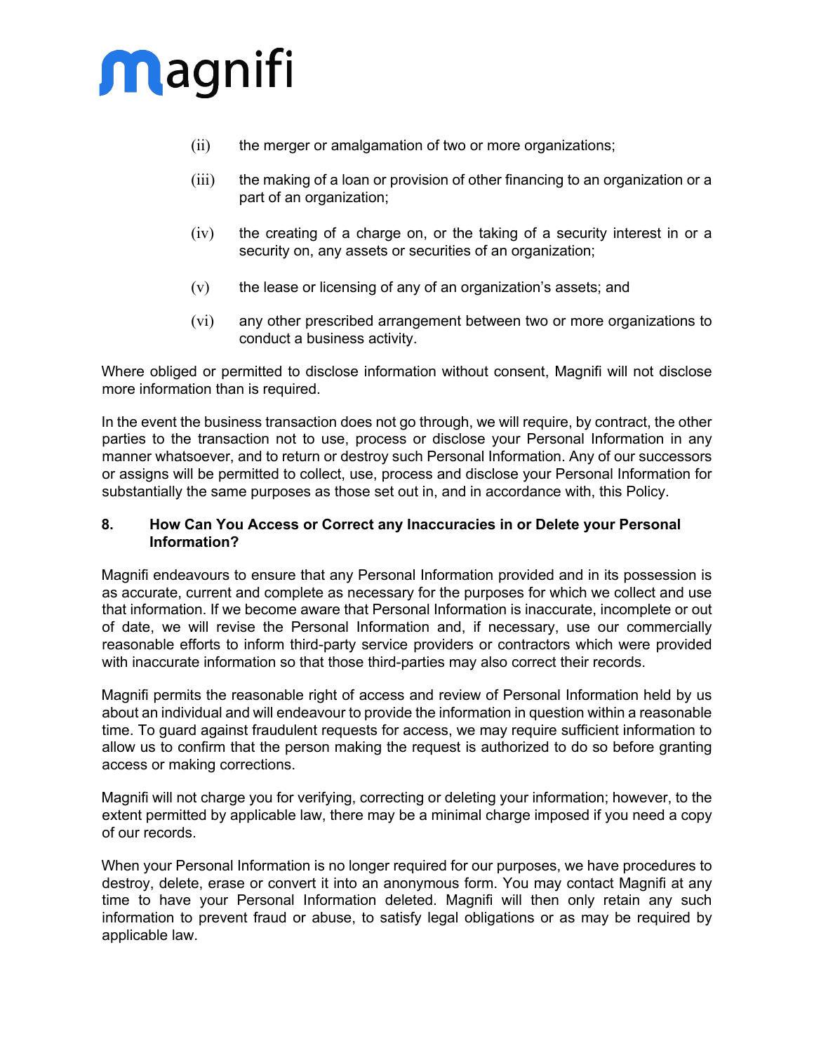(ii) the merger or amalgamation of two or more organizations;

(iii) the making of a loan or provision of other financing to an organization or a part of an organization;

(iv) the creating of a charge on, or the taking of a security interest in or a security on, any assets or securities of an organization;

(v) the lease or licensing of any of an organization's assets; and

(vi) any other prescribed arrangement between two or more organizations to conduct a business activity.

Where obliged or permitted to disclose information without consent, Magnifi will not disclose more information than is required.

In the event the business transaction does not go through, we will require, by contract, the other parties to the transaction not to use, process or disclose your Personal Information in any manner whatsoever, and to return or destroy such Personal Information. Any of our successors or assigns will be permitted to collect, use, process and disclose your Personal Information for substantially the same purposes as those set out in, and in accordance with, this Policy.

### 8. How Can You Access or Correct any Inaccuracies in or Delete your Personal Information?

Magnifi endeavours to ensure that any Personal Information provided and in its possession is as accurate, current and complete as necessary for the purposes for which we collect and use that information. If we become aware that Personal Information is inaccurate, incomplete or out of date, we will revise the Personal Information and, if necessary, use our commercially reasonable efforts to inform third-party service providers or contractors which were provided with inaccurate information so that those third-parties may also correct their records.

Magnifi permits the reasonable right of access and review of Personal Information held by us about an individual and will endeavour to provide the information in question within a reasonable time. To guard against fraudulent requests for access, we may require sufficient information to allow us to confirm that the person making the request is authorized to do so before granting access or making corrections.

Magnifi will not charge you for verifying, correcting or deleting your information; however, to the extent permitted by applicable law, there may be a minimal charge imposed if you need a copy of our records.

When your Personal Information is no longer required for our purposes, we have procedures to destroy, delete, erase or convert it into an anonymous form. You may contact Magnifi at any time to have your Personal Information deleted. Magnifi will then only retain any such information to prevent fraud or abuse, to satisfy legal obligations or as may be required by applicable law.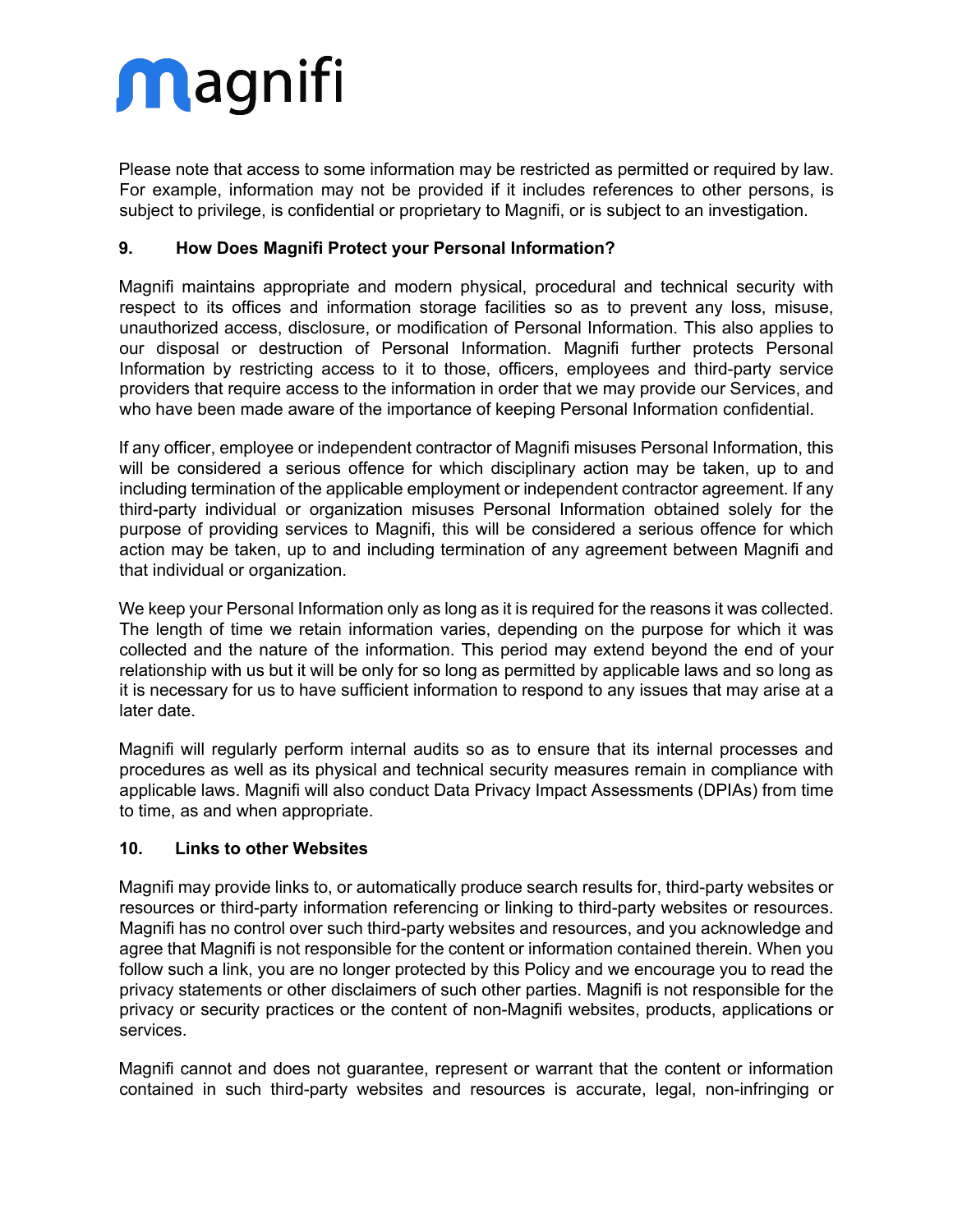Please note that access to some information may be restricted as permitted or required by law. For example, information may not be provided if it includes references to other persons, is subject to privilege, is confidential or proprietary to Magnifi, or is subject to an investigation.

**9. How Does Magnifi Protect your Personal Information?**

Magnifi maintains appropriate and modern physical, procedural and technical security with respect to its offices and information storage facilities so as to prevent any loss, misuse, unauthorized access, disclosure, or modification of Personal Information. This also applies to our disposal or destruction of Personal Information. Magnifi further protects Personal Information by restricting access to it to those, officers, employees and third-party service providers that require access to the information in order that we may provide our Services, and who have been made aware of the importance of keeping Personal Information confidential.

If any officer, employee or independent contractor of Magnifi misuses Personal Information, this will be considered a serious offence for which disciplinary action may be taken, up to and including termination of the applicable employment or independent contractor agreement. If any third-party individual or organization misuses Personal Information obtained solely for the purpose of providing services to Magnifi, this will be considered a serious offence for which action may be taken, up to and including termination of any agreement between Magnifi and that individual or organization.

We keep your Personal Information only as long as it is required for the reasons it was collected. The length of time we retain information varies, depending on the purpose for which it was collected and the nature of the information. This period may extend beyond the end of your relationship with us but it will be only for so long as permitted by applicable laws and so long as it is necessary for us to have sufficient information to respond to any issues that may arise at a later date.

Magnifi will regularly perform internal audits so as to ensure that its internal processes and procedures as well as its physical and technical security measures remain in compliance with applicable laws. Magnifi will also conduct Data Privacy Impact Assessments (DPIAs) from time to time, as and when appropriate.

**10. Links to other Websites**

Magnifi may provide links to, or automatically produce search results for, third-party websites or resources or third-party information referencing or linking to third-party websites or resources. Magnifi has no control over such third-party websites and resources, and you acknowledge and agree that Magnifi is not responsible for the content or information contained therein. When you follow such a link, you are no longer protected by this Policy and we encourage you to read the privacy statements or other disclaimers of such other parties. Magnifi is not responsible for the privacy or security practices or the content of non-Magnifi websites, products, applications or services.

Magnifi cannot and does not guarantee, represent or warrant that the content or information contained in such third-party websites and resources is accurate, legal, non-infringing or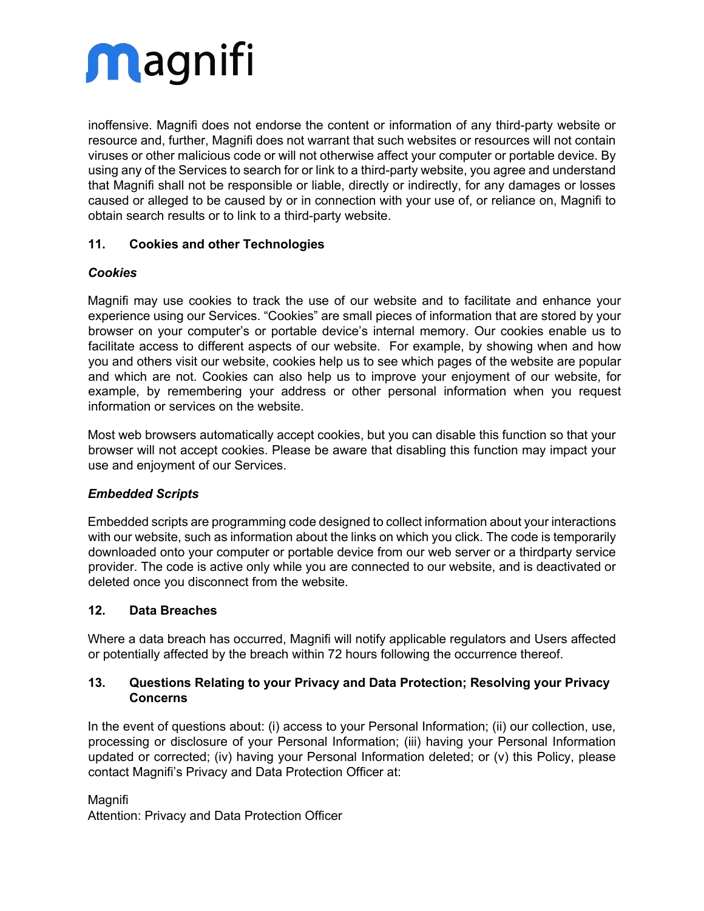inoffensive. Magnifi does not endorse the content or information of any third-party website or resource and, further, Magnifi does not warrant that such websites or resources will not contain viruses or other malicious code or will not otherwise affect your computer or portable device. By using any of the Services to search for or link to a third-party website, you agree and understand that Magnifi shall not be responsible or liable, directly or indirectly, for any damages or losses caused or alleged to be caused by or in connection with your use of, or reliance on, Magnifi to obtain search results or to link to a third-party website.

## 11. Cookies and other Technologies

### *Cookies*

Magnifi may use cookies to track the use of our website and to facilitate and enhance your experience using our Services. "Cookies" are small pieces of information that are stored by your browser on your computer's or portable device's internal memory. Our cookies enable us to facilitate access to different aspects of our website. For example, by showing when and how you and others visit our website, cookies help us to see which pages of the website are popular and which are not. Cookies can also help us to improve your enjoyment of our website, for example, by remembering your address or other personal information when you request information or services on the website.

Most web browsers automatically accept cookies, but you can disable this function so that your browser will not accept cookies. Please be aware that disabling this function may impact your use and enjoyment of our Services.

### *Embedded Scripts*

Embedded scripts are programming code designed to collect information about your interactions with our website, such as information about the links on which you click. The code is temporarily downloaded onto your computer or portable device from our web server or a thirdparty service provider. The code is active only while you are connected to our website, and is deactivated or deleted once you disconnect from the website.

## 12. Data Breaches

Where a data breach has occurred, Magnifi will notify applicable regulators and Users affected or potentially affected by the breach within 72 hours following the occurrence thereof.

## 13. Questions Relating to your Privacy and Data Protection; Resolving your Privacy Concerns

In the event of questions about: (i) access to your Personal Information; (ii) our collection, use, processing or disclosure of your Personal Information; (iii) having your Personal Information updated or corrected; (iv) having your Personal Information deleted; or (v) this Policy, please contact Magnifi's Privacy and Data Protection Officer at:

Magnifi
Attention: Privacy and Data Protection Officer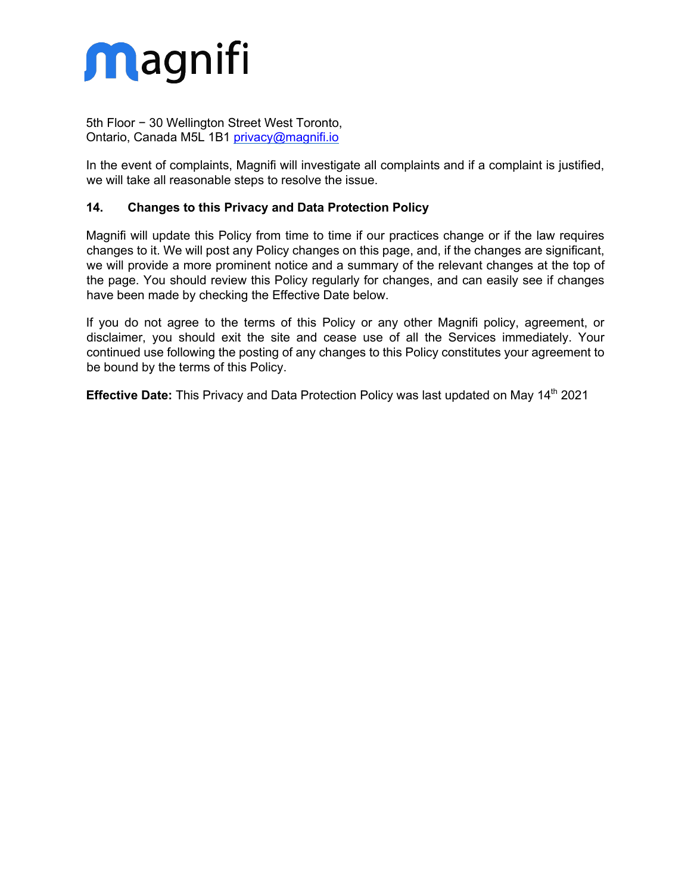magnifi

5th Floor − 30 Wellington Street West Toronto,
Ontario, Canada M5L 1B1 privacy@magnifi.io

In the event of complaints, Magnifi will investigate all complaints and if a complaint is justified, we will take all reasonable steps to resolve the issue.

## 14. Changes to this Privacy and Data Protection Policy

Magnifi will update this Policy from time to time if our practices change or if the law requires changes to it. We will post any Policy changes on this page, and, if the changes are significant, we will provide a more prominent notice and a summary of the relevant changes at the top of the page. You should review this Policy regularly for changes, and can easily see if changes have been made by checking the Effective Date below.

If you do not agree to the terms of this Policy or any other Magnifi policy, agreement, or disclaimer, you should exit the site and cease use of all the Services immediately. Your continued use following the posting of any changes to this Policy constitutes your agreement to be bound by the terms of this Policy.

**Effective Date:** This Privacy and Data Protection Policy was last updated on May 14th 2021